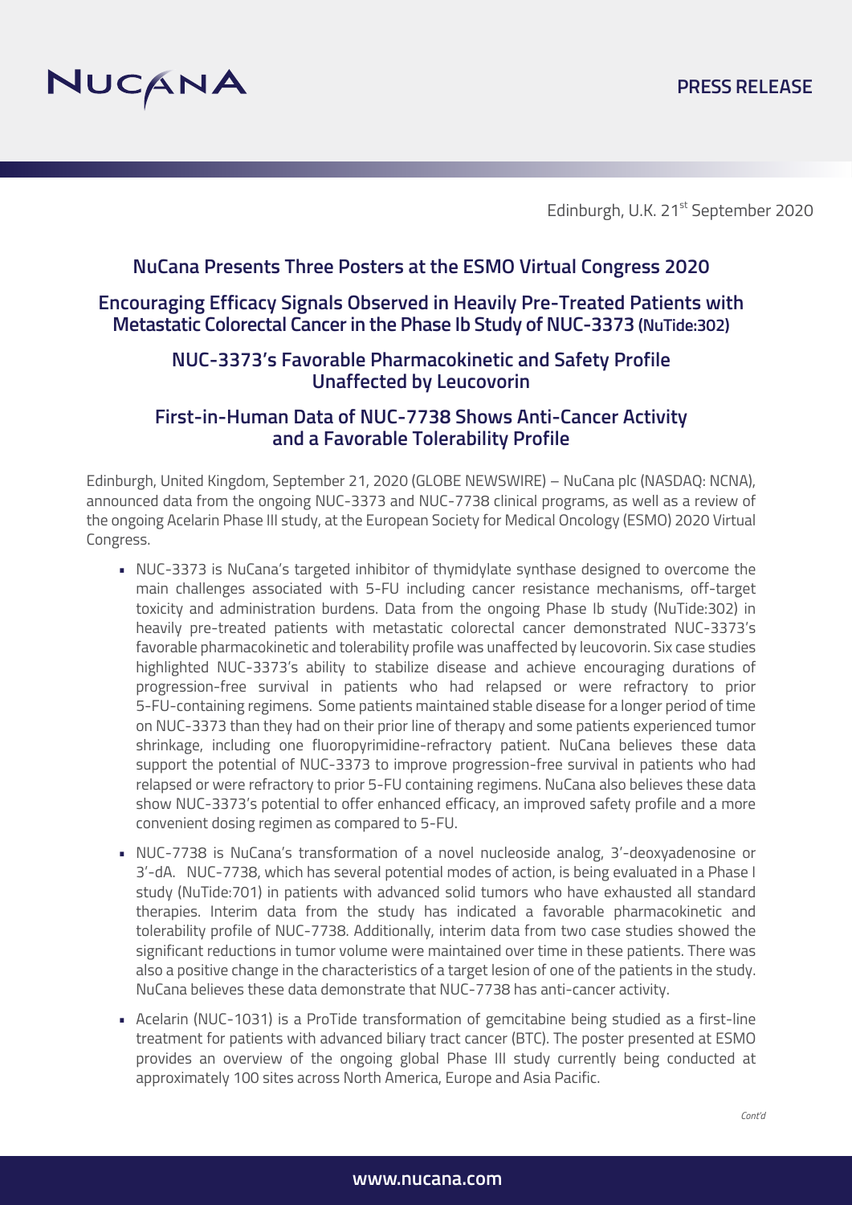NUCANA

PRESS RELEASE

Edinburgh, U.K. 21st September 2020

# NuCana Presents Three Posters at the ESMO Virtual Congress 2020

## Encouraging Efficacy Signals Observed in Heavily Pre-Treated Patients with Metastatic Colorectal Cancer in the Phase Ib Study of NUC-3373 (NuTide:302)

## NUC-3373's Favorable Pharmacokinetic and Safety Profile Unaffected by Leucovorin

## First-in-Human Data of NUC-7738 Shows Anti-Cancer Activity and a Favorable Tolerability Profile

Edinburgh, United Kingdom, September 21, 2020 (GLOBE NEWSWIRE) – NuCana plc (NASDAQ: NCNA), announced data from the ongoing NUC-3373 and NUC-7738 clinical programs, as well as a review of the ongoing Acelarin Phase III study, at the European Society for Medical Oncology (ESMO) 2020 Virtual Congress.

- NUC-3373 is NuCana's targeted inhibitor of thymidylate synthase designed to overcome the main challenges associated with 5-FU including cancer resistance mechanisms, off-target toxicity and administration burdens. Data from the ongoing Phase Ib study (NuTide:302) in heavily pre-treated patients with metastatic colorectal cancer demonstrated NUC-3373's favorable pharmacokinetic and tolerability profile was unaffected by leucovorin. Six case studies highlighted NUC-3373's ability to stabilize disease and achieve encouraging durations of progression-free survival in patients who had relapsed or were refractory to prior 5-FU-containing regimens. Some patients maintained stable disease for a longer period of time on NUC-3373 than they had on their prior line of therapy and some patients experienced tumor shrinkage, including one fluoropyrimidine-refractory patient. NuCana believes these data support the potential of NUC-3373 to improve progression-free survival in patients who had relapsed or were refractory to prior 5-FU containing regimens. NuCana also believes these data show NUC-3373's potential to offer enhanced efficacy, an improved safety profile and a more convenient dosing regimen as compared to 5-FU.
- NUC-7738 is NuCana's transformation of a novel nucleoside analog, 3'-deoxyadenosine or 3'-dA. NUC-7738, which has several potential modes of action, is being evaluated in a Phase I study (NuTide:701) in patients with advanced solid tumors who have exhausted all standard therapies. Interim data from the study has indicated a favorable pharmacokinetic and tolerability profile of NUC-7738. Additionally, interim data from two case studies showed the significant reductions in tumor volume were maintained over time in these patients. There was also a positive change in the characteristics of a target lesion of one of the patients in the study. NuCana believes these data demonstrate that NUC-7738 has anti-cancer activity.
- Acelarin (NUC-1031) is a ProTide transformation of gemcitabine being studied as a first-line treatment for patients with advanced biliary tract cancer (BTC). The poster presented at ESMO provides an overview of the ongoing global Phase III study currently being conducted at approximately 100 sites across North America, Europe and Asia Pacific.

*Cont'd*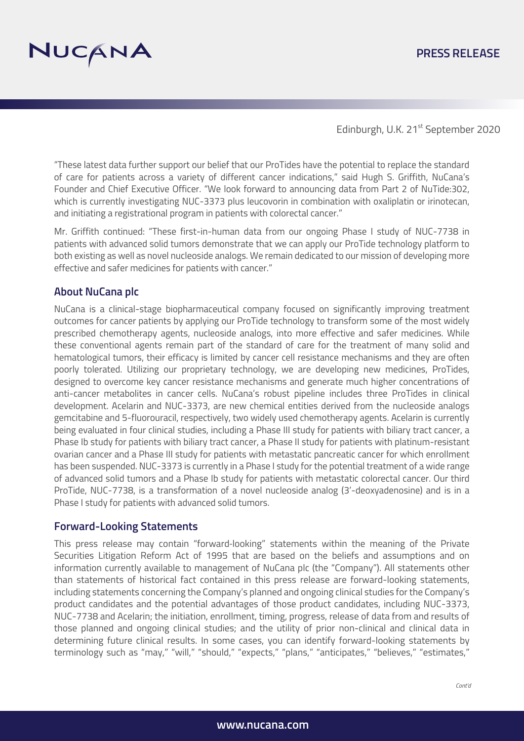Edinburgh, U.K. 21st September 2020

"These latest data further support our belief that our ProTides have the potential to replace the standard of care for patients across a variety of different cancer indications," said Hugh S. Griffith, NuCana's Founder and Chief Executive Officer. "We look forward to announcing data from Part 2 of NuTide:302, which is currently investigating NUC-3373 plus leucovorin in combination with oxaliplatin or irinotecan, and initiating a registrational program in patients with colorectal cancer."

Mr. Griffith continued: "These first-in-human data from our ongoing Phase I study of NUC-7738 in patients with advanced solid tumors demonstrate that we can apply our ProTide technology platform to both existing as well as novel nucleoside analogs. We remain dedicated to our mission of developing more effective and safer medicines for patients with cancer."

## About NuCana plc

NuCana is a clinical-stage biopharmaceutical company focused on significantly improving treatment outcomes for cancer patients by applying our ProTide technology to transform some of the most widely prescribed chemotherapy agents, nucleoside analogs, into more effective and safer medicines. While these conventional agents remain part of the standard of care for the treatment of many solid and hematological tumors, their efficacy is limited by cancer cell resistance mechanisms and they are often poorly tolerated. Utilizing our proprietary technology, we are developing new medicines, ProTides, designed to overcome key cancer resistance mechanisms and generate much higher concentrations of anti-cancer metabolites in cancer cells. NuCana's robust pipeline includes three ProTides in clinical development. Acelarin and NUC-3373, are new chemical entities derived from the nucleoside analogs gemcitabine and 5-fluorouracil, respectively, two widely used chemotherapy agents. Acelarin is currently being evaluated in four clinical studies, including a Phase III study for patients with biliary tract cancer, a Phase Ib study for patients with biliary tract cancer, a Phase II study for patients with platinum-resistant ovarian cancer and a Phase III study for patients with metastatic pancreatic cancer for which enrollment has been suspended. NUC-3373 is currently in a Phase I study for the potential treatment of a wide range of advanced solid tumors and a Phase Ib study for patients with metastatic colorectal cancer. Our third ProTide, NUC-7738, is a transformation of a novel nucleoside analog (3'-deoxyadenosine) and is in a Phase I study for patients with advanced solid tumors.

## Forward-Looking Statements

This press release may contain "forward-looking" statements within the meaning of the Private Securities Litigation Reform Act of 1995 that are based on the beliefs and assumptions and on information currently available to management of NuCana plc (the "Company"). All statements other than statements of historical fact contained in this press release are forward-looking statements, including statements concerning the Company's planned and ongoing clinical studies for the Company's product candidates and the potential advantages of those product candidates, including NUC-3373, NUC-7738 and Acelarin; the initiation, enrollment, timing, progress, release of data from and results of those planned and ongoing clinical studies; and the utility of prior non-clinical and clinical data in determining future clinical results. In some cases, you can identify forward-looking statements by terminology such as "may," "will," "should," "expects," "plans," "anticipates," "believes," "estimates,"

*Cont'd*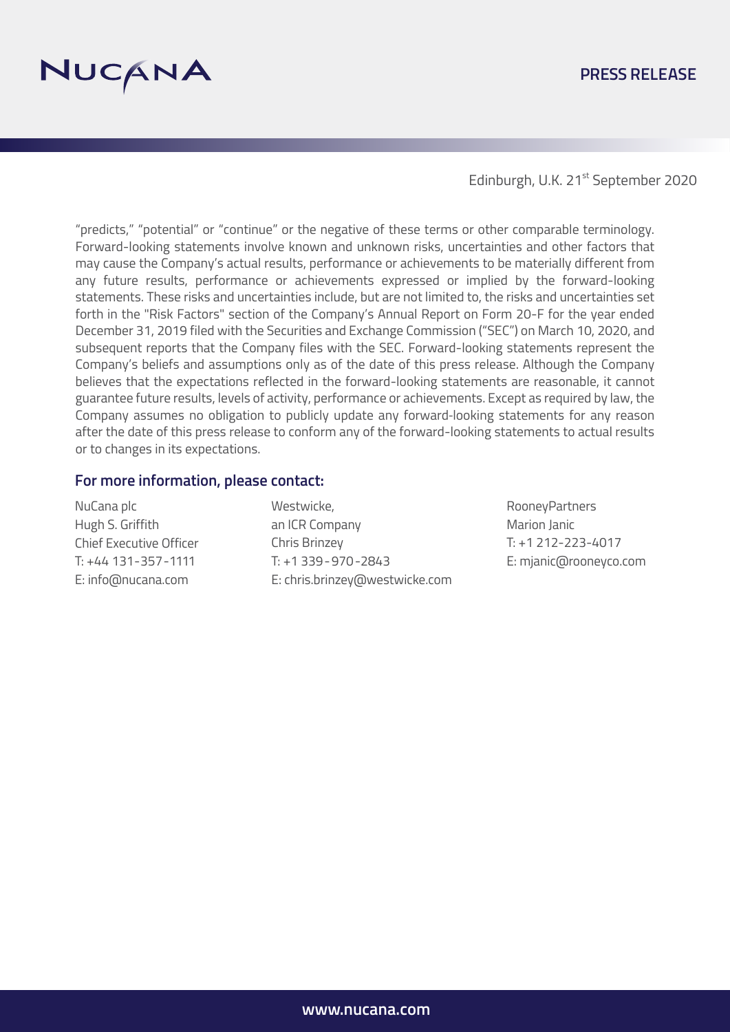"predicts," "potential" or "continue" or the negative of these terms or other comparable terminology. Forward-looking statements involve known and unknown risks, uncertainties and other factors that may cause the Company's actual results, performance or achievements to be materially different from any future results, performance or achievements expressed or implied by the forward-looking statements. These risks and uncertainties include, but are not limited to, the risks and uncertainties set forth in the "Risk Factors" section of the Company's Annual Report on Form 20-F for the year ended December 31, 2019 filed with the Securities and Exchange Commission ("SEC") on March 10, 2020, and subsequent reports that the Company files with the SEC. Forward-looking statements represent the Company's beliefs and assumptions only as of the date of this press release. Although the Company believes that the expectations reflected in the forward-looking statements are reasonable, it cannot guarantee future results, levels of activity, performance or achievements. Except as required by law, the Company assumes no obligation to publicly update any forward-looking statements for any reason after the date of this press release to conform any of the forward-looking statements to actual results or to changes in its expectations.

## For more information, please contact:

NuCana plc
Hugh S. Griffith
Chief Executive Officer
T: +44 131-357-1111
E: info@nucana.com

Westwicke,
an ICR Company
Chris Brinzey
T: +1 339-970-2843
E: chris.brinzey@westwicke.com

RooneyPartners
Marion Janic
T: +1 212-223-4017
E: mjanic@rooneyco.com